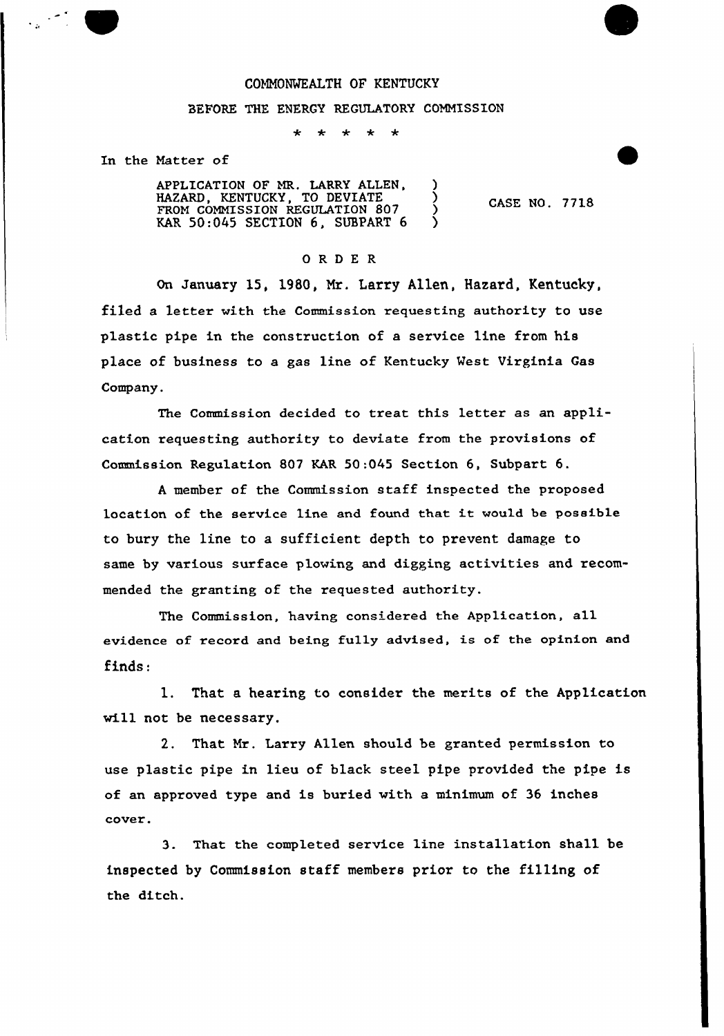COMMONWEALTH OF KENTUCKY

BEFORE THE ENERGY REGULATORY COMMISSION

\* \* \* \* \*

In the Matter of

| | | |
|---|---|---|
| APPLICATION OF MR. LARRY ALLEN, HAZARD, KENTUCKY, TO DEVIATE FROM COMMISSION REGULATION 807 KAR 50:045 SECTION 6, SUBPART 6 | ) ) ) ) | CASE NO. 7718 |

O R D E R

On January 15, 1980, Mr. Larry Allen, Hazard, Kentucky, filed a letter with the Commission requesting authority to use plastic pipe in the construction of a service line from his place of business to a gas line of Kentucky West Virginia Gas Company.

The Commission decided to treat this letter as an application requesting authority to deviate from the provisions of Commission Regulation 807 KAR 50:045 Section 6, Subpart 6.

A member of the Commission staff inspected the proposed location of the service line and found that it would be possible to bury the line to a sufficient depth to prevent damage to same by various surface plowing and digging activities and recommended the granting of the requested authority.

The Commission, having considered the Application, all evidence of record and being fully advised, is of the opinion and finds:

1. That a hearing to consider the merits of the Application will not be necessary.

2. That Mr. Larry Allen should be granted permission to use plastic pipe in lieu of black steel pipe provided the pipe is of an approved type and is buried with a minimum of 36 inches cover.

3. That the completed service line installation shall be inspected by Commission staff members prior to the filling of the ditch.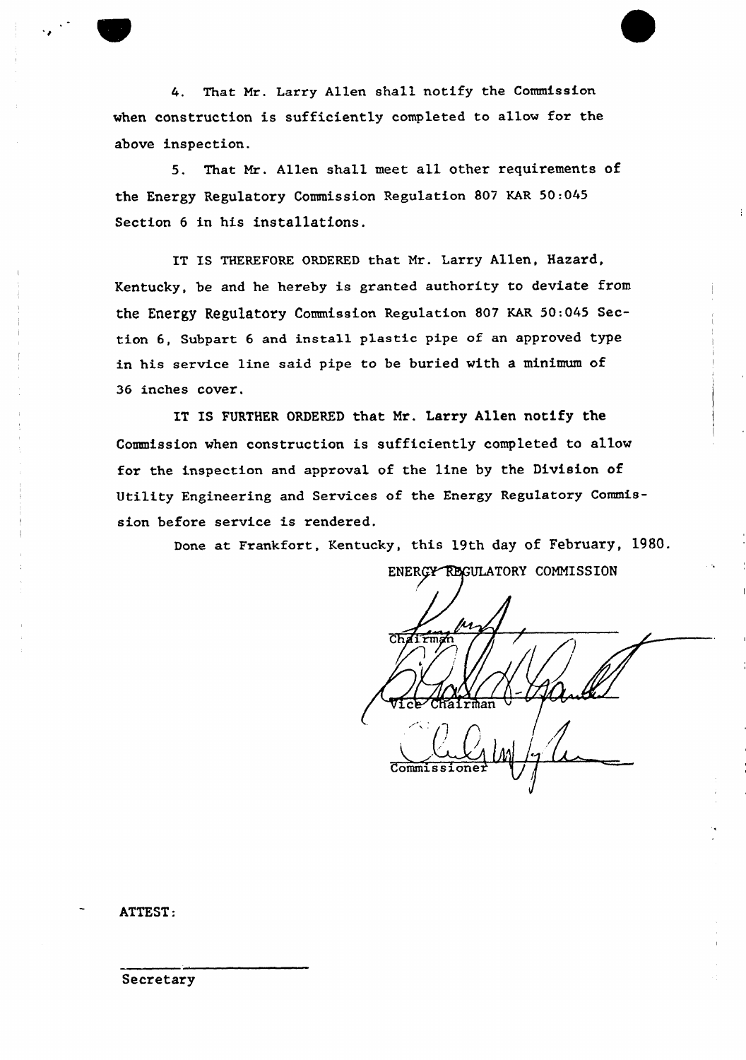4. That Mr. Larry Allen shall notify the Commission when construction is sufficiently completed to allow for the above inspection.

5. That Mr. Allen shall meet all other requirements of the Energy Regulatory Commission Regulation 807 KAR 50:045 Section 6 in his installations.

IT IS THEREFORE ORDERED that Mr. Larry Allen, Hazard, Kentucky, be and he hereby is granted authority to deviate from the Energy Regulatory Commission Regulation 807 KAR 50:045 Section 6, Subpart 6 and install plastic pipe of an approved type in his service line said pipe to be buried with a minimum of 36 inches cover.

IT IS FURTHER ORDERED that Mr. Larry Allen notify the Commission when construction is sufficiently completed to allow for the inspection and approval of the line by the Division of Utility Engineering and Services of the Energy Regulatory Commission before service is rendered.

Done at Frankfort, Kentucky, this 19th day of February, 1980.

ENERGY REGULATORY COMMISSION

Chairman

Vice Chairman

Commissioner

ATTEST:

Secretary